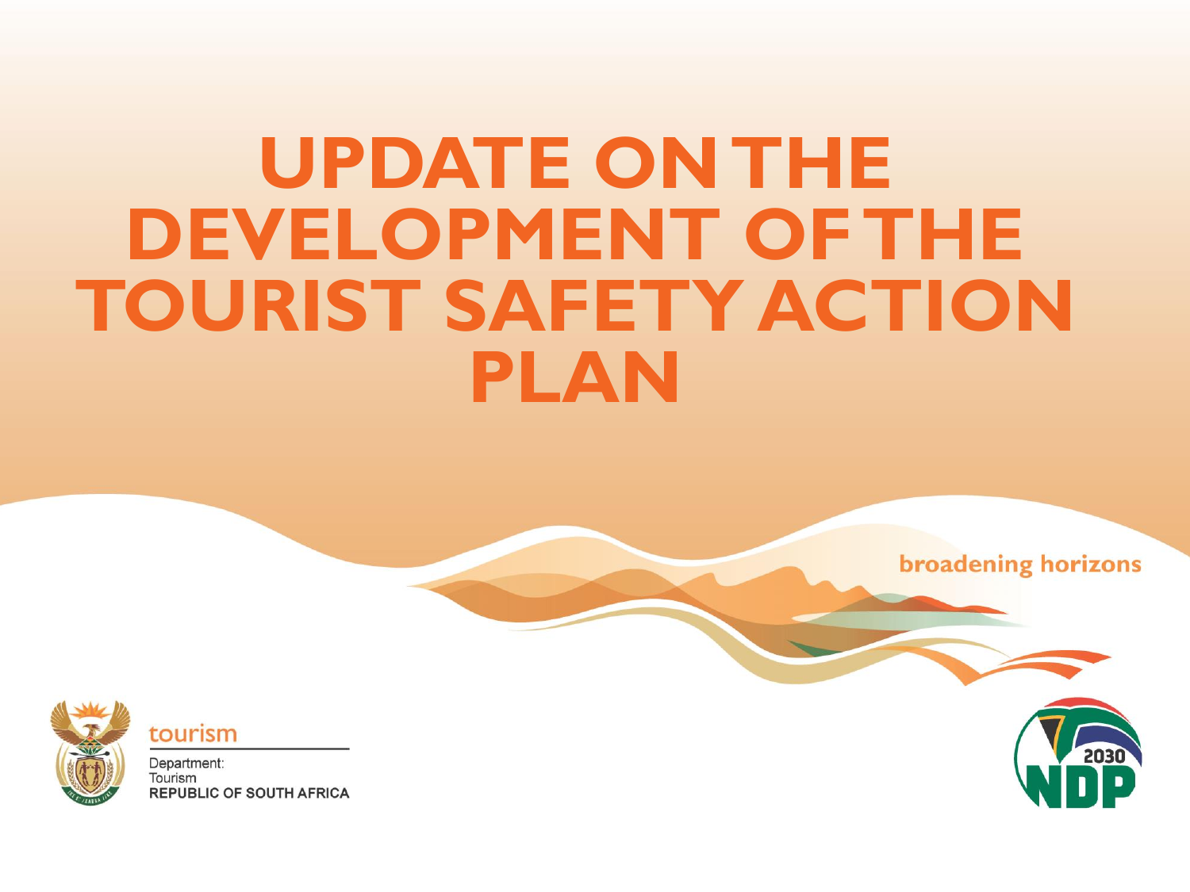# UPDATE ON THE DEVELOPMENT OF THE TOURIST SAFETY ACTION PLAN

broadening horizons

tourism

Department:
Tourism
REPUBLIC OF SOUTH AFRICA

2030 NDP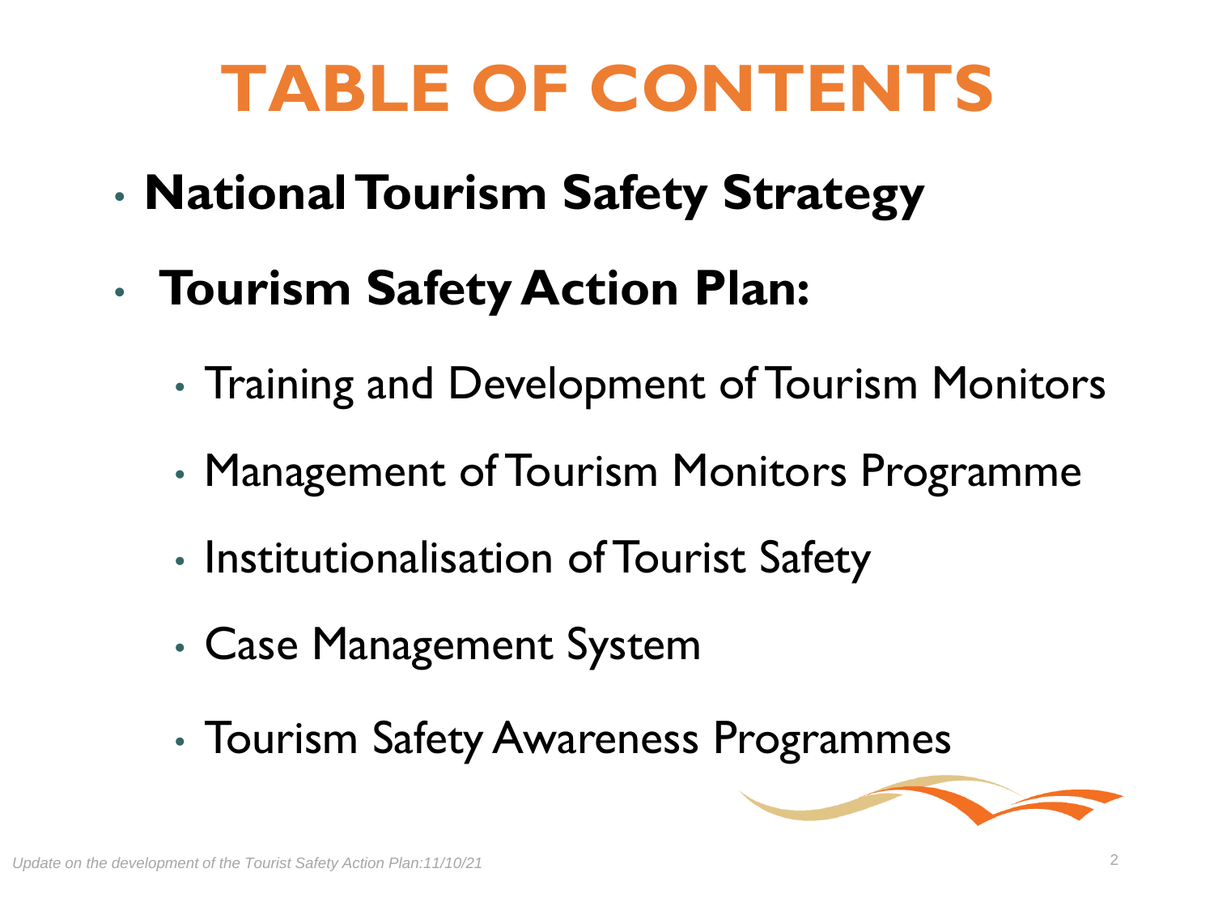# TABLE OF CONTENTS

- **National Tourism Safety Strategy**
- **Tourism Safety Action Plan:**
  - Training and Development of Tourism Monitors
  - Management of Tourism Monitors Programme
  - Institutionalisation of Tourist Safety
  - Case Management System
  - Tourism Safety Awareness Programmes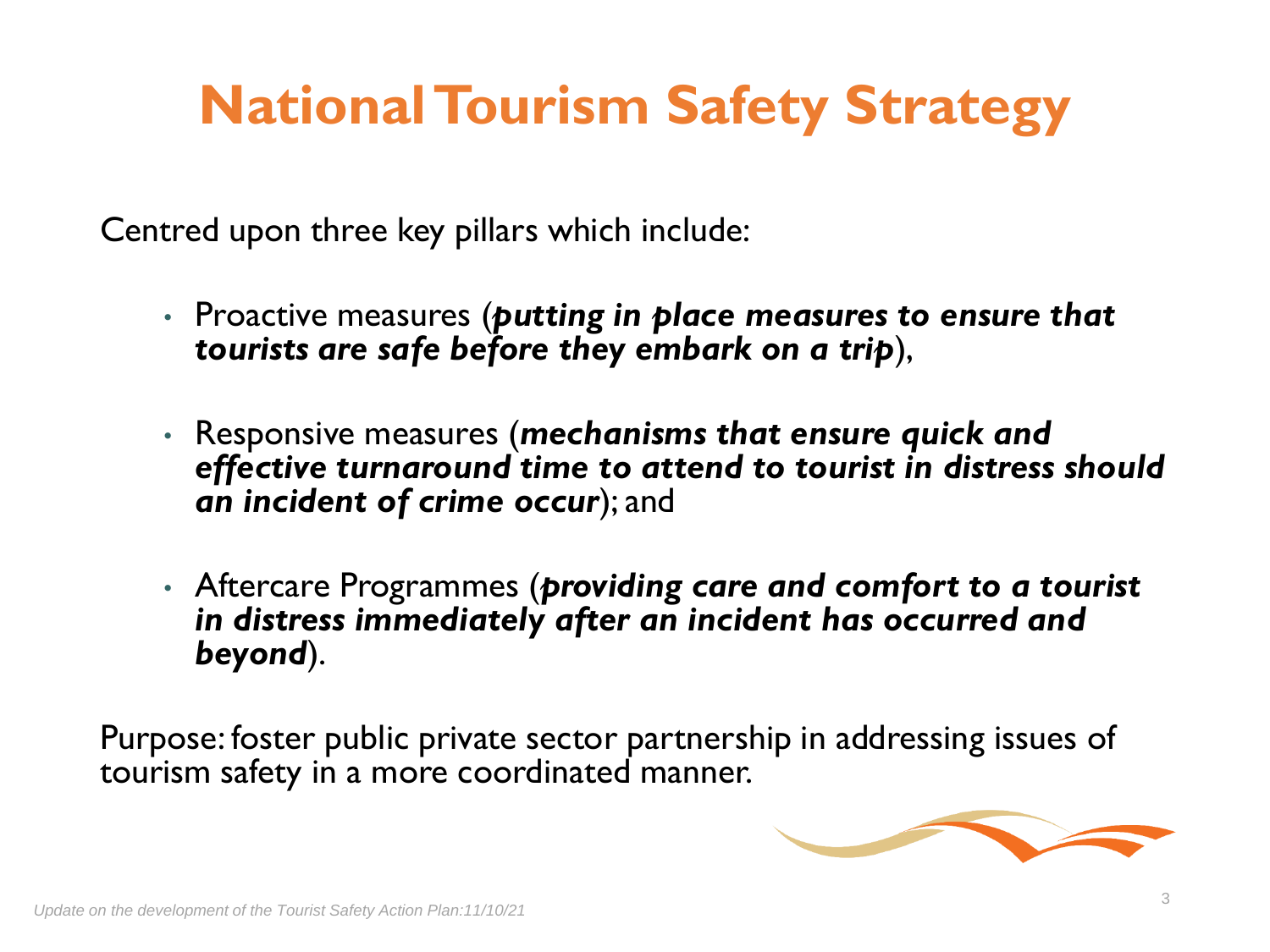# National Tourism Safety Strategy

Centred upon three key pillars which include:

- Proactive measures (***putting in place measures to ensure that tourists are safe before they embark on a trip***),
- Responsive measures (***mechanisms that ensure quick and effective turnaround time to attend to tourist in distress should an incident of crime occur***); and
- Aftercare Programmes (***providing care and comfort to a tourist in distress immediately after an incident has occurred and beyond***).

Purpose: foster public private sector partnership in addressing issues of tourism safety in a more coordinated manner.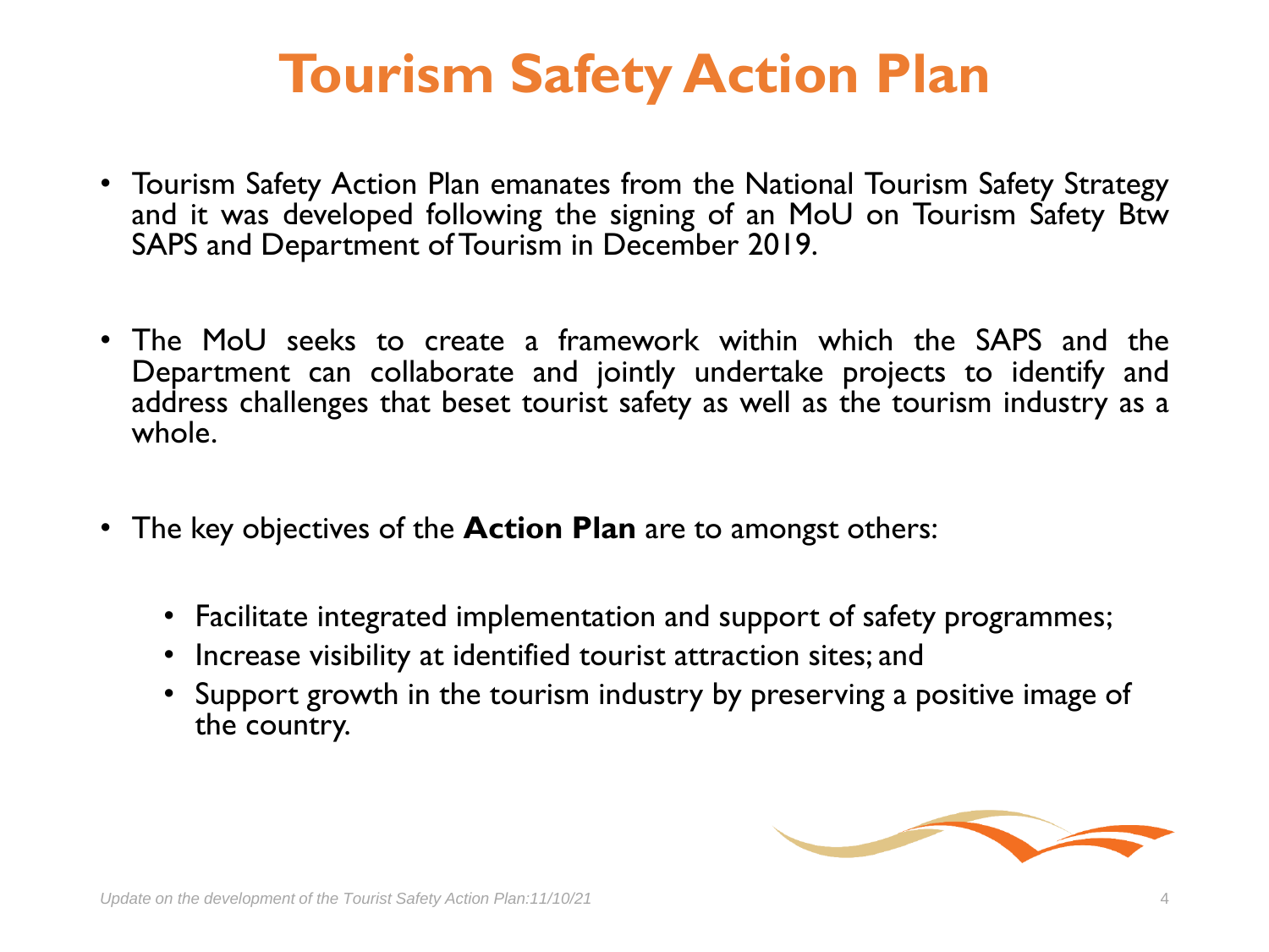# Tourism Safety Action Plan

- Tourism Safety Action Plan emanates from the National Tourism Safety Strategy and it was developed following the signing of an MoU on Tourism Safety Btw SAPS and Department of Tourism in December 2019.

- The MoU seeks to create a framework within which the SAPS and the Department can collaborate and jointly undertake projects to identify and address challenges that beset tourist safety as well as the tourism industry as a whole.

- The key objectives of the **Action Plan** are to amongst others:

  - Facilitate integrated implementation and support of safety programmes;
  - Increase visibility at identified tourist attraction sites; and
  - Support growth in the tourism industry by preserving a positive image of the country.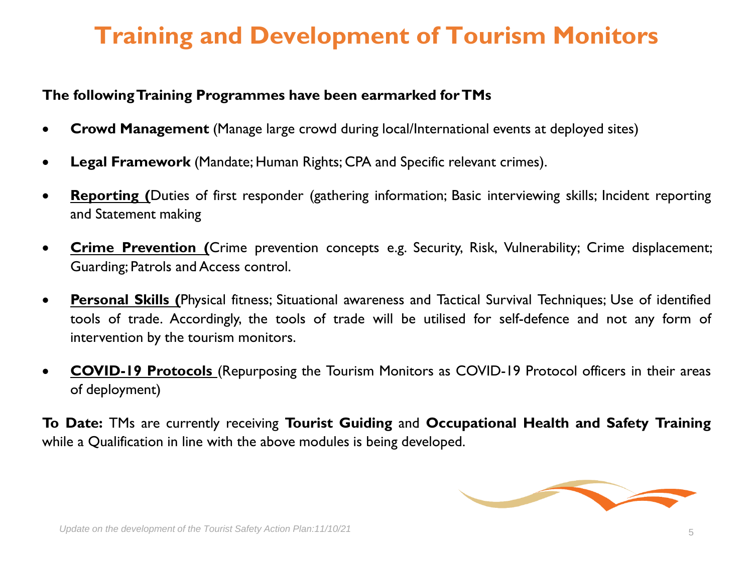# Training and Development of Tourism Monitors

**The following Training Programmes have been earmarked for TMs**

- **Crowd Management** (Manage large crowd during local/International events at deployed sites)
- **Legal Framework** (Mandate; Human Rights; CPA and Specific relevant crimes).
- **Reporting (**Duties of first responder (gathering information; Basic interviewing skills; Incident reporting and Statement making
- **Crime Prevention (**Crime prevention concepts e.g. Security, Risk, Vulnerability; Crime displacement; Guarding; Patrols and Access control.
- **Personal Skills (**Physical fitness; Situational awareness and Tactical Survival Techniques; Use of identified tools of trade. Accordingly, the tools of trade will be utilised for self-defence and not any form of intervention by the tourism monitors.
- **COVID-19 Protocols** (Repurposing the Tourism Monitors as COVID-19 Protocol officers in their areas of deployment)

**To Date:** TMs are currently receiving **Tourist Guiding** and **Occupational Health and Safety Training** while a Qualification in line with the above modules is being developed.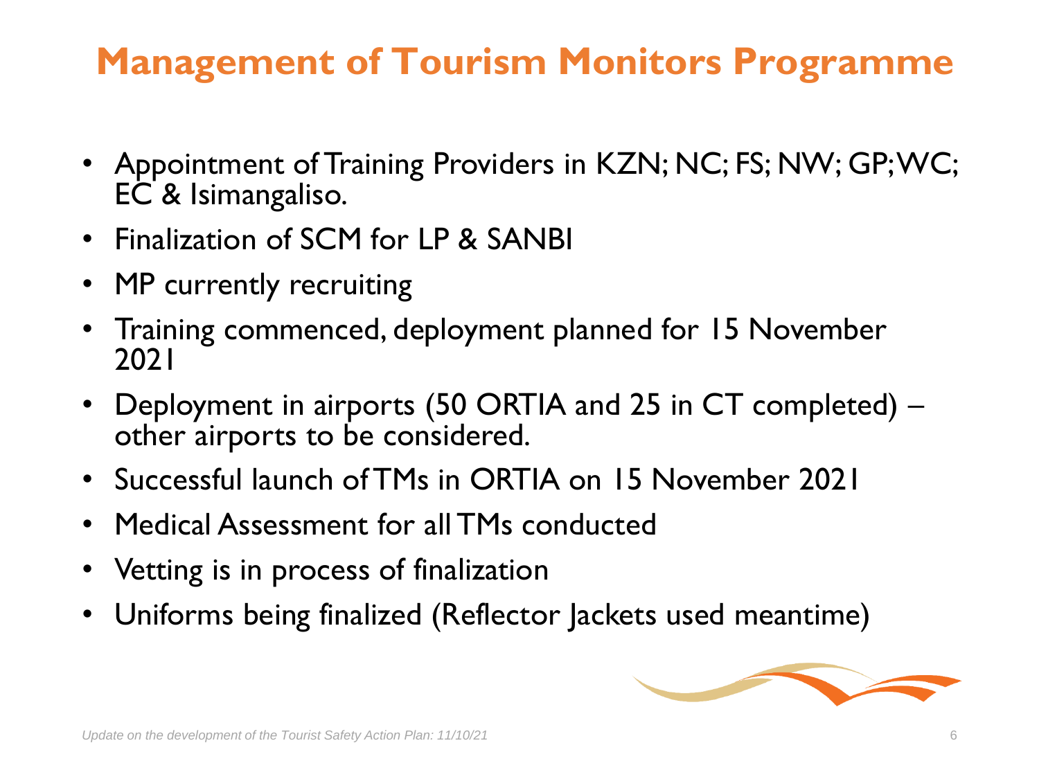# Management of Tourism Monitors Programme

- Appointment of Training Providers in KZN; NC; FS; NW; GP; WC; EC & Isimangaliso.
- Finalization of SCM for LP & SANBI
- MP currently recruiting
- Training commenced, deployment planned for 15 November 2021
- Deployment in airports (50 ORTIA and 25 in CT completed) – other airports to be considered.
- Successful launch of TMs in ORTIA on 15 November 2021
- Medical Assessment for all TMs conducted
- Vetting is in process of finalization
- Uniforms being finalized (Reflector Jackets used meantime)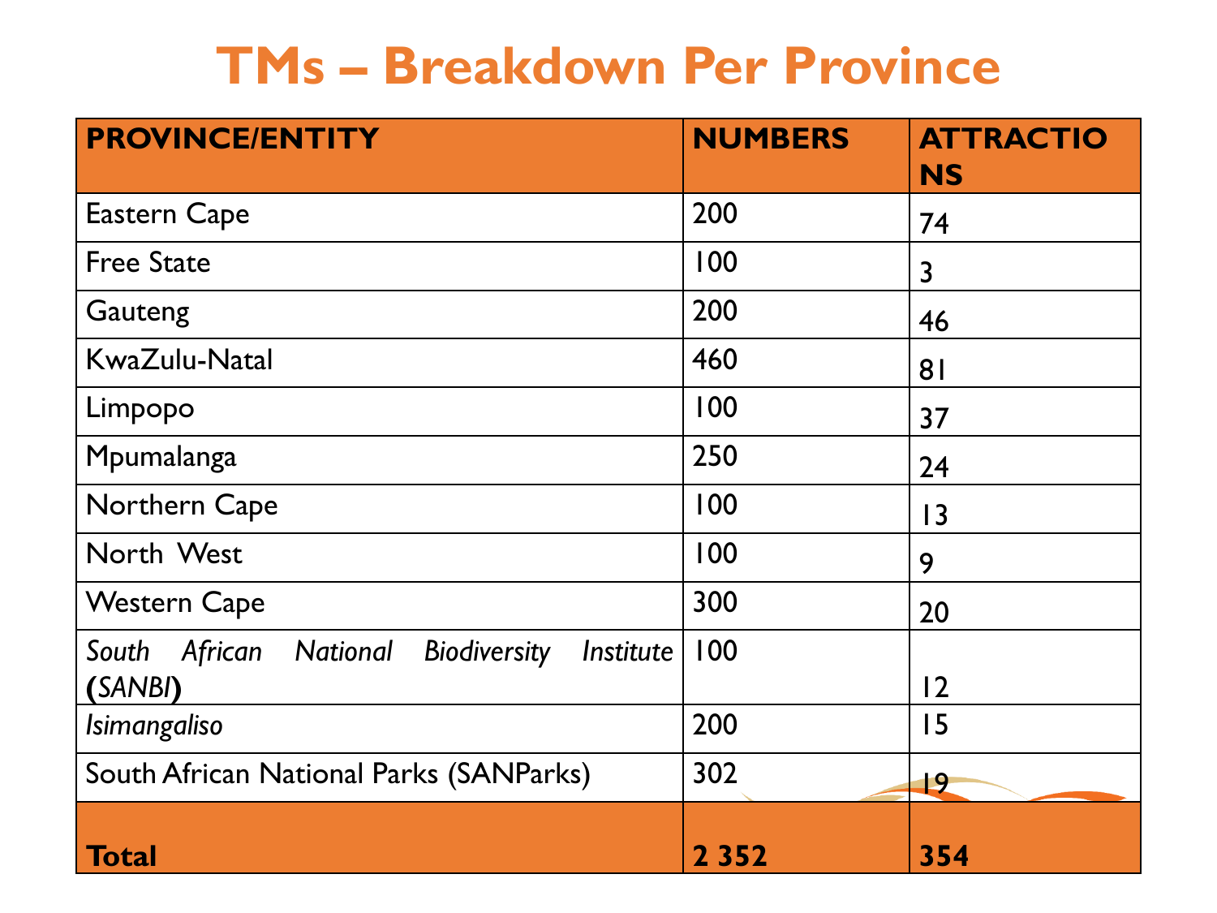# TMs – Breakdown Per Province

| PROVINCE/ENTITY | NUMBERS | ATTRACTIONS |
|---|---|---|
| Eastern Cape | 200 | 74 |
| Free State | 100 | 3 |
| Gauteng | 200 | 46 |
| KwaZulu-Natal | 460 | 81 |
| Limpopo | 100 | 37 |
| Mpumalanga | 250 | 24 |
| Northern Cape | 100 | 13 |
| North West | 100 | 9 |
| Western Cape | 300 | 20 |
| *South African National Biodiversity Institute* **(***SANBI***)** | 100 | 12 |
| *Isimangaliso* | 200 | 15 |
| South African National Parks (SANParks) | 302 | 19 |
| **Total** | **2 352** | **354** |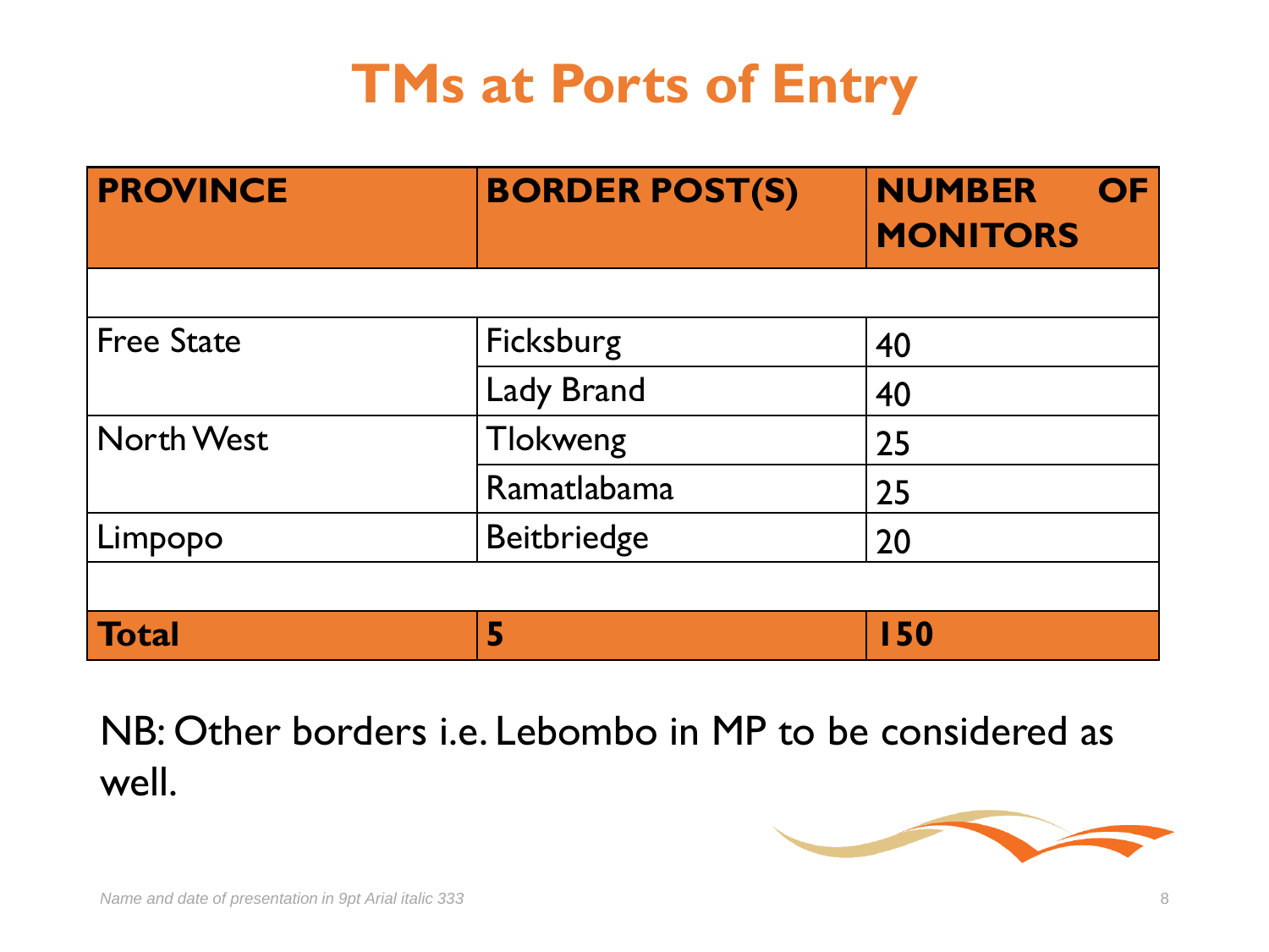# TMs at Ports of Entry

| PROVINCE | BORDER POST(S) | NUMBER OF MONITORS |
|---|---|---|
| | | |
| Free State | Ficksburg | 40 |
| | Lady Brand | 40 |
| North West | Tlokweng | 25 |
| | Ramatlabama | 25 |
| Limpopo | Beitbriedge | 20 |
| | | |
| **Total** | **5** | **150** |

NB: Other borders i.e. Lebombo in MP to be considered as well.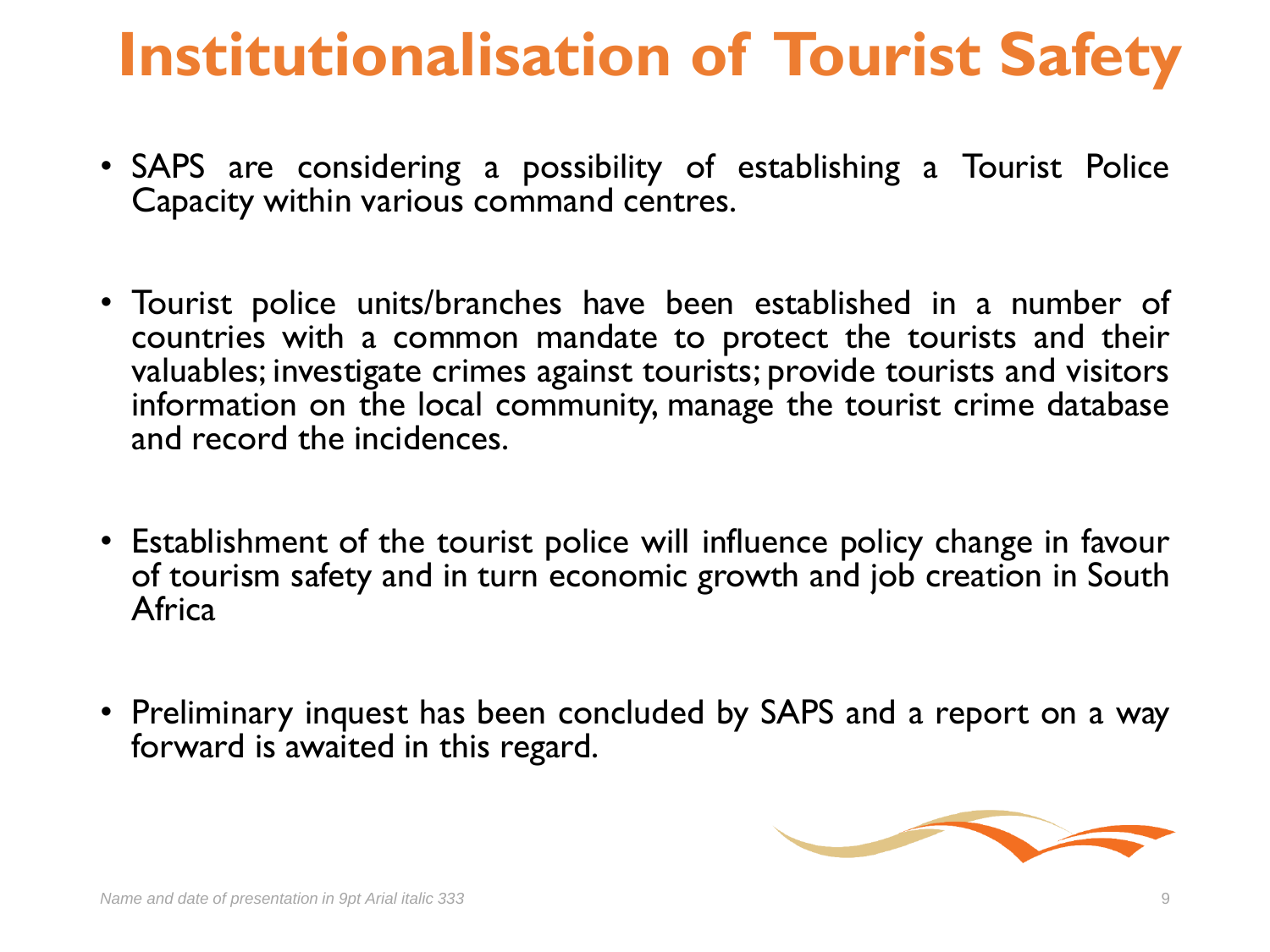# Institutionalisation of Tourist Safety

- SAPS are considering a possibility of establishing a Tourist Police Capacity within various command centres.

- Tourist police units/branches have been established in a number of countries with a common mandate to protect the tourists and their valuables; investigate crimes against tourists; provide tourists and visitors information on the local community, manage the tourist crime database and record the incidences.

- Establishment of the tourist police will influence policy change in favour of tourism safety and in turn economic growth and job creation in South Africa

- Preliminary inquest has been concluded by SAPS and a report on a way forward is awaited in this regard.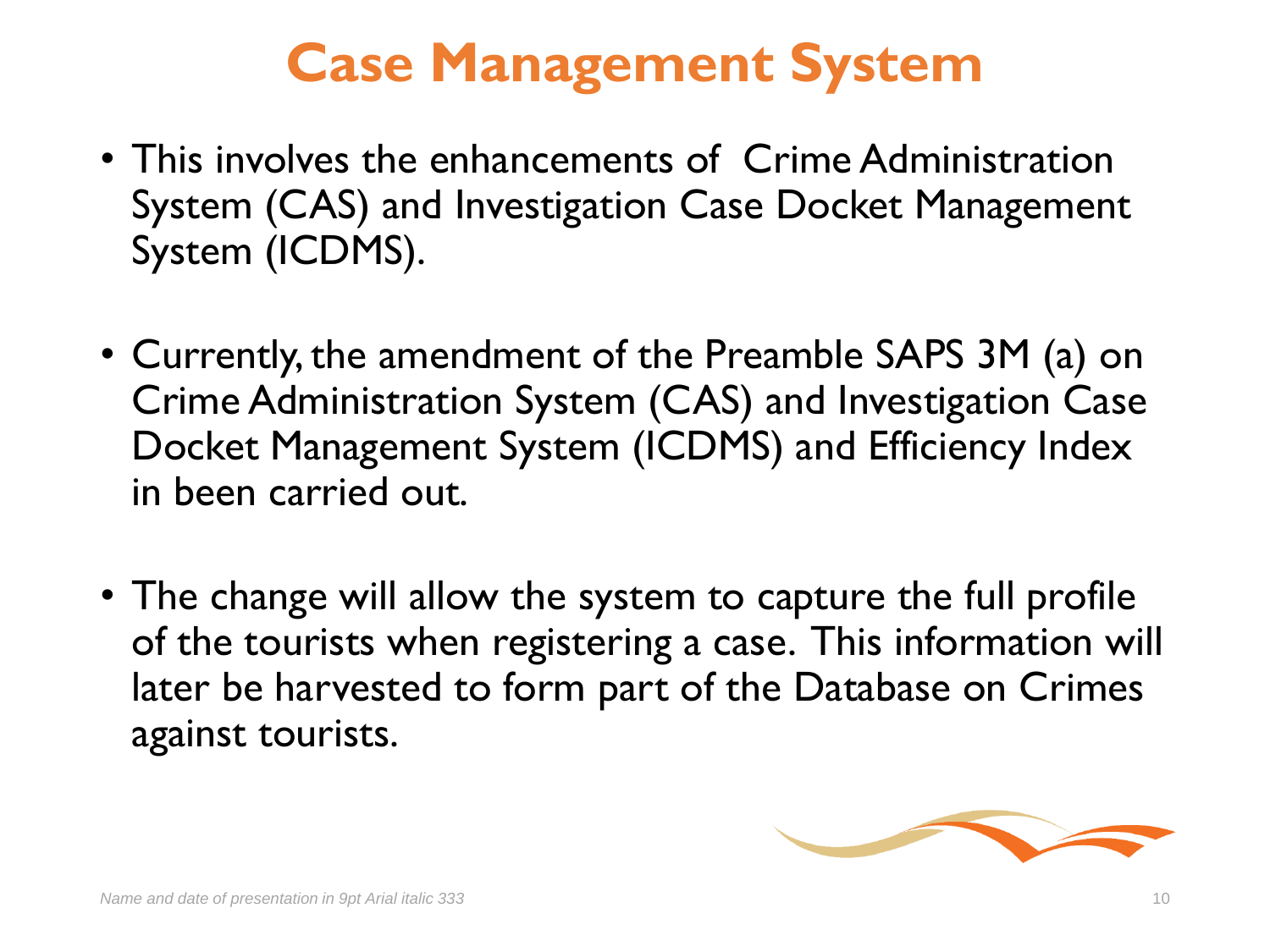# Case Management System

- This involves the enhancements of  Crime Administration System (CAS) and Investigation Case Docket Management System (ICDMS).
- Currently, the amendment of the Preamble SAPS 3M (a) on Crime Administration System (CAS) and Investigation Case Docket Management System (ICDMS) and Efficiency Index in been carried out.
- The change will allow the system to capture the full profile of the tourists when registering a case. This information will later be harvested to form part of the Database on Crimes against tourists.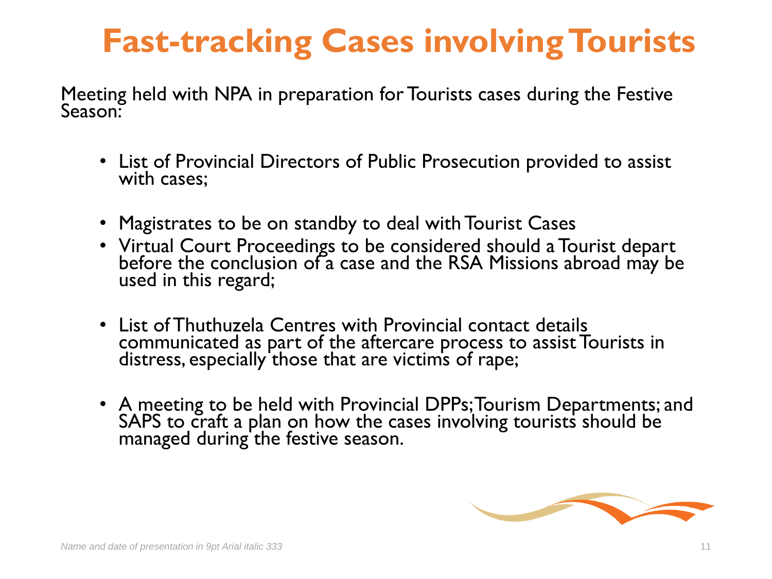# Fast-tracking Cases involving Tourists

Meeting held with NPA in preparation for Tourists cases during the Festive Season:

- List of Provincial Directors of Public Prosecution provided to assist with cases;
- Magistrates to be on standby to deal with Tourist Cases
- Virtual Court Proceedings to be considered should a Tourist depart before the conclusion of a case and the RSA Missions abroad may be used in this regard;
- List of Thuthuzela Centres with Provincial contact details communicated as part of the aftercare process to assist Tourists in distress, especially those that are victims of rape;
- A meeting to be held with Provincial DPPs; Tourism Departments; and SAPS to craft a plan on how the cases involving tourists should be managed during the festive season.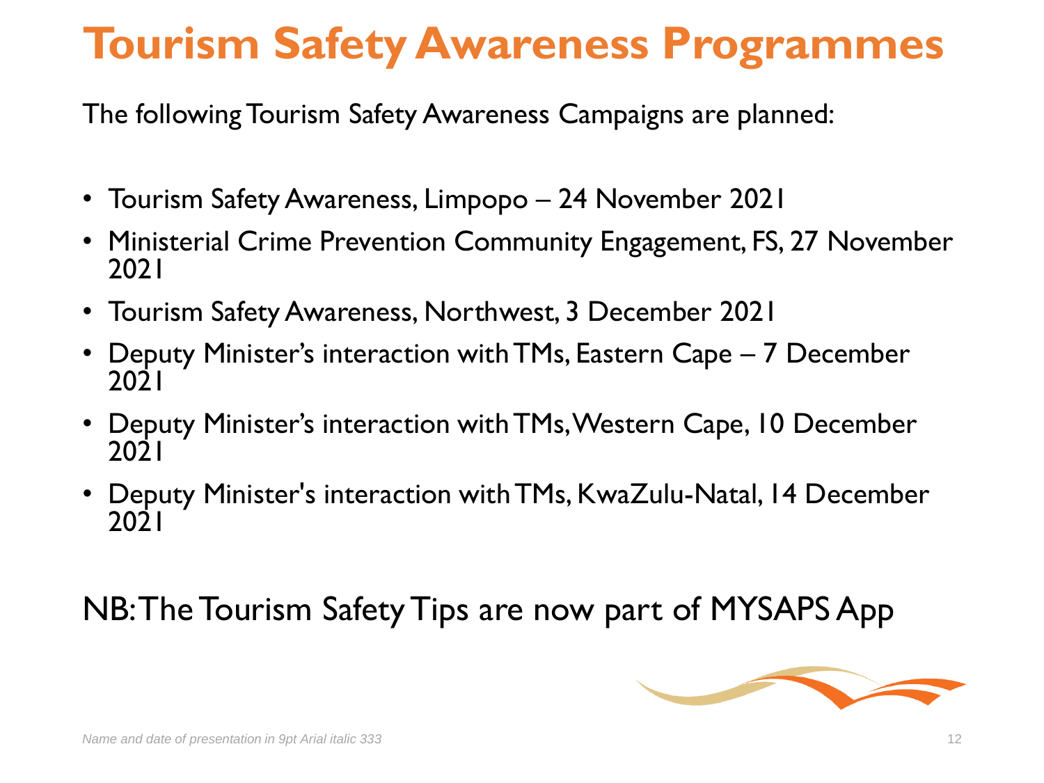# Tourism Safety Awareness Programmes

The following Tourism Safety Awareness Campaigns are planned:

- Tourism Safety Awareness, Limpopo – 24 November 2021
- Ministerial Crime Prevention Community Engagement, FS, 27 November 2021
- Tourism Safety Awareness, Northwest, 3 December 2021
- Deputy Minister's interaction with TMs, Eastern Cape – 7 December 2021
- Deputy Minister's interaction with TMs, Western Cape, 10 December 2021
- Deputy Minister's interaction with TMs, KwaZulu-Natal, 14 December 2021

NB: The Tourism Safety Tips are now part of MYSAPS App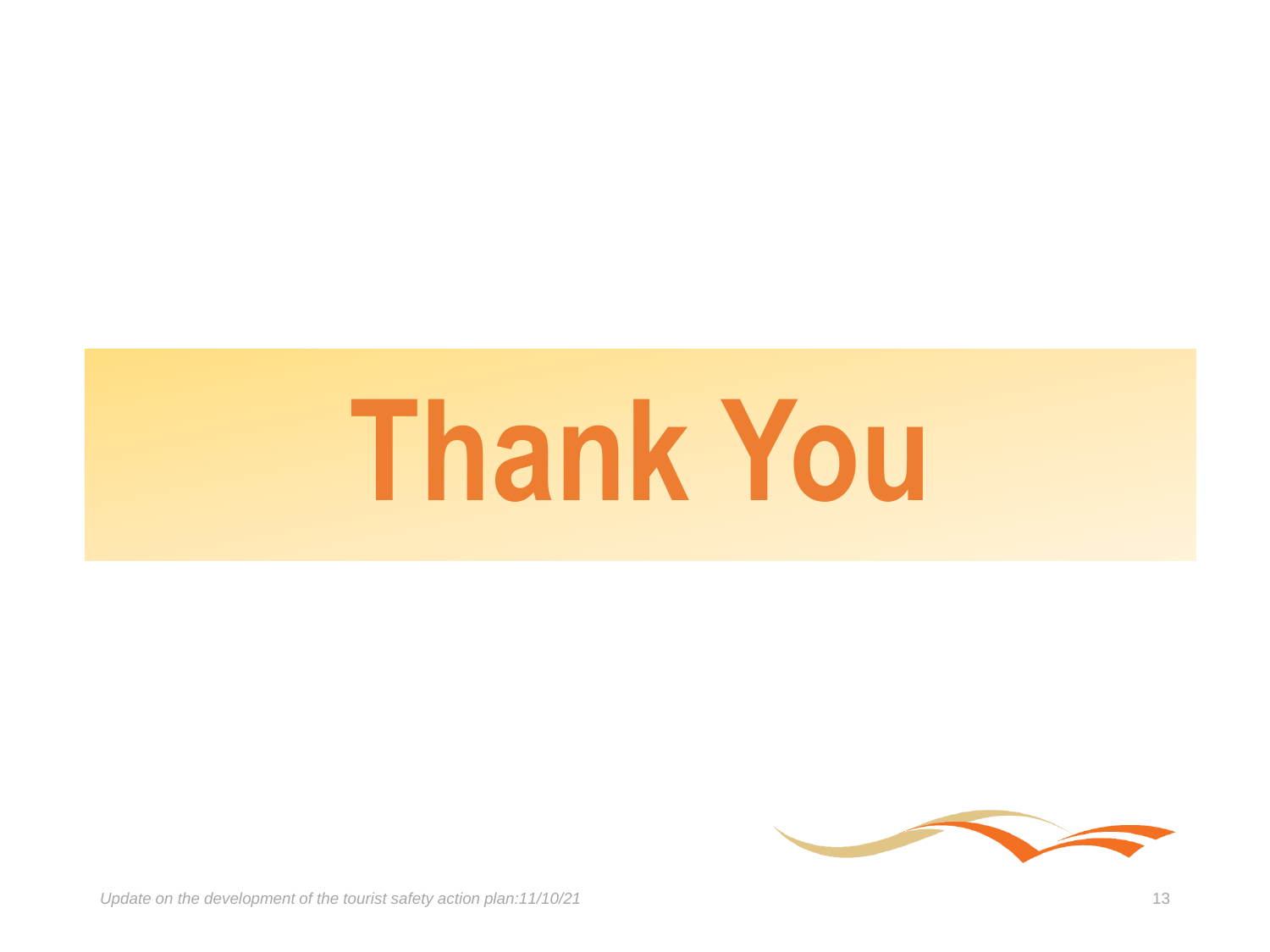# Thank You